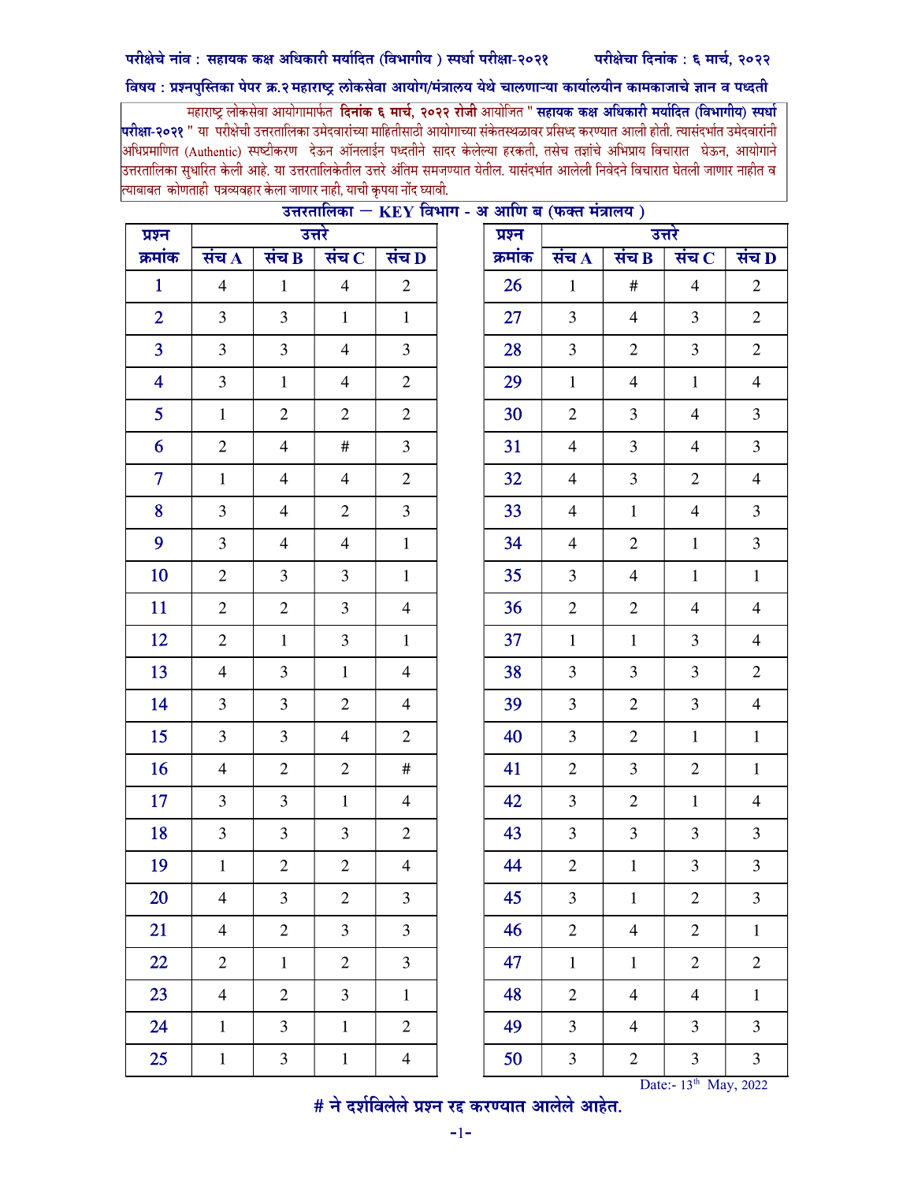**परीक्षेचे नांव : सहायक कक्ष अधिकारी मर्यादित (विभागीय ) स्पर्धा परीक्षा-२०२१** **परीक्षेचा दिनांक : ६ मार्च, २०२२**

**विषय : प्रश्नपुस्तिका पेपर क्र.२ महाराष्ट्र लोकसेवा आयोग/मंत्रालय येथे चालणाऱ्या कार्यालयीन कामकाजाचे ज्ञान व पध्दती**

महाराष्ट्र लोकसेवा आयोगामार्फत **दिनांक ६ मार्च, २०२२ रोजी** आयोजित " **सहायक कक्ष अधिकारी मर्यादित (विभागीय) स्पर्धा परीक्षा-२०२१** " या परीक्षेची उत्तरतालिका उमेदवारांच्या माहितीसाठी आयोगाच्या संकेतस्थळावर प्रसिध्द करण्यात आली होती. त्यासंदर्भात उमेदवारांनी अधिप्रमाणित (Authentic) स्पष्टीकरण देऊन ऑनलाईन पध्दतीने सादर केलेल्या हरकती, तसेच तज्ञांचे अभिप्राय विचारात घेऊन, आयोगाने उत्तरतालिका सुधारित केली आहे. या उत्तरतालिकेतील उत्तरे अंतिम समजण्यात येतील. यासंदर्भात आलेली निवेदने विचारात घेतली जाणार नाहीत व त्याबाबत कोणताही पत्रव्यवहार केला जाणार नाही, याची कृपया नोंद घ्यावी.

**उत्तरतालिका – KEY विभाग - अ आणि ब (फक्त मंत्रालय )**

| प्रश्न क्रमांक | उत्तरे | | | |
|---|---|---|---|---|
| | संच A | संच B | संच C | संच D |
| 1 | 4 | 1 | 4 | 2 |
| 2 | 3 | 3 | 1 | 1 |
| 3 | 3 | 3 | 4 | 3 |
| 4 | 3 | 1 | 4 | 2 |
| 5 | 1 | 2 | 2 | 2 |
| 6 | 2 | 4 | # | 3 |
| 7 | 1 | 4 | 4 | 2 |
| 8 | 3 | 4 | 2 | 3 |
| 9 | 3 | 4 | 4 | 1 |
| 10 | 2 | 3 | 3 | 1 |
| 11 | 2 | 2 | 3 | 4 |
| 12 | 2 | 1 | 3 | 1 |
| 13 | 4 | 3 | 1 | 4 |
| 14 | 3 | 3 | 2 | 4 |
| 15 | 3 | 3 | 4 | 2 |
| 16 | 4 | 2 | 2 | # |
| 17 | 3 | 3 | 1 | 4 |
| 18 | 3 | 3 | 3 | 2 |
| 19 | 1 | 2 | 2 | 4 |
| 20 | 4 | 3 | 2 | 3 |
| 21 | 4 | 2 | 3 | 3 |
| 22 | 2 | 1 | 2 | 3 |
| 23 | 4 | 2 | 3 | 1 |
| 24 | 1 | 3 | 1 | 2 |
| 25 | 1 | 3 | 1 | 4 |
| 26 | 1 | # | 4 | 2 |
| 27 | 3 | 4 | 3 | 2 |
| 28 | 3 | 2 | 3 | 2 |
| 29 | 1 | 4 | 1 | 4 |
| 30 | 2 | 3 | 4 | 3 |
| 31 | 4 | 3 | 4 | 3 |
| 32 | 4 | 3 | 2 | 4 |
| 33 | 4 | 1 | 4 | 3 |
| 34 | 4 | 2 | 1 | 3 |
| 35 | 3 | 4 | 1 | 1 |
| 36 | 2 | 2 | 4 | 4 |
| 37 | 1 | 1 | 3 | 4 |
| 38 | 3 | 3 | 3 | 2 |
| 39 | 3 | 2 | 3 | 4 |
| 40 | 3 | 2 | 1 | 1 |
| 41 | 2 | 3 | 2 | 1 |
| 42 | 3 | 2 | 1 | 4 |
| 43 | 3 | 3 | 3 | 3 |
| 44 | 2 | 1 | 3 | 3 |
| 45 | 3 | 1 | 2 | 3 |
| 46 | 2 | 4 | 2 | 1 |
| 47 | 1 | 1 | 2 | 2 |
| 48 | 2 | 4 | 4 | 1 |
| 49 | 3 | 4 | 3 | 3 |
| 50 | 3 | 2 | 3 | 3 |

Date:- 13th May, 2022

**# ने दर्शविलेले प्रश्न रद्द करण्यात आलेले आहेत.**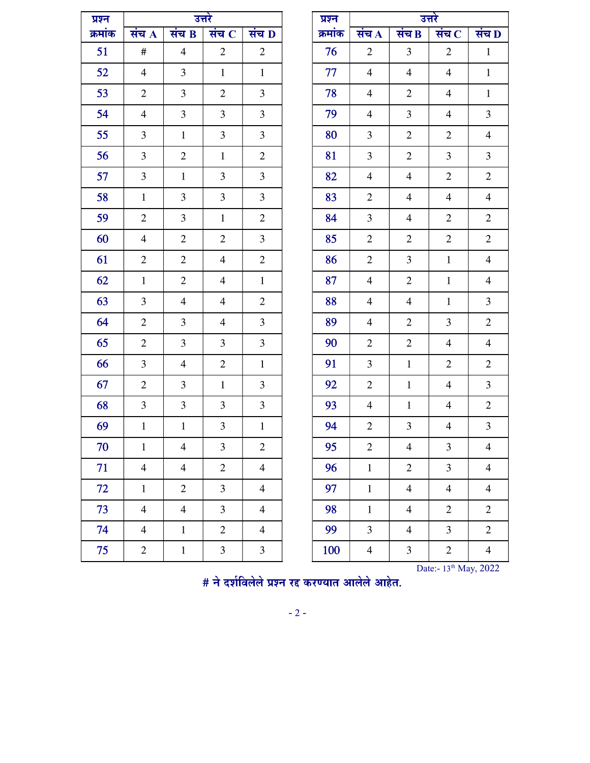| प्रश्न क्रमांक | उत्तरे | | | |
|---|---|---|---|---|
| | संच A | संच B | संच C | संच D |
| 51 | # | 4 | 2 | 2 |
| 52 | 4 | 3 | 1 | 1 |
| 53 | 2 | 3 | 2 | 3 |
| 54 | 4 | 3 | 3 | 3 |
| 55 | 3 | 1 | 3 | 3 |
| 56 | 3 | 2 | 1 | 2 |
| 57 | 3 | 1 | 3 | 3 |
| 58 | 1 | 3 | 3 | 3 |
| 59 | 2 | 3 | 1 | 2 |
| 60 | 4 | 2 | 2 | 3 |
| 61 | 2 | 2 | 4 | 2 |
| 62 | 1 | 2 | 4 | 1 |
| 63 | 3 | 4 | 4 | 2 |
| 64 | 2 | 3 | 4 | 3 |
| 65 | 2 | 3 | 3 | 3 |
| 66 | 3 | 4 | 2 | 1 |
| 67 | 2 | 3 | 1 | 3 |
| 68 | 3 | 3 | 3 | 3 |
| 69 | 1 | 1 | 3 | 1 |
| 70 | 1 | 4 | 3 | 2 |
| 71 | 4 | 4 | 2 | 4 |
| 72 | 1 | 2 | 3 | 4 |
| 73 | 4 | 4 | 3 | 4 |
| 74 | 4 | 1 | 2 | 4 |
| 75 | 2 | 1 | 3 | 3 |

| प्रश्न क्रमांक | उत्तरे | | | |
|---|---|---|---|---|
| | संच A | संच B | संच C | संच D |
| 76 | 2 | 3 | 2 | 1 |
| 77 | 4 | 4 | 4 | 1 |
| 78 | 4 | 2 | 4 | 1 |
| 79 | 4 | 3 | 4 | 3 |
| 80 | 3 | 2 | 2 | 4 |
| 81 | 3 | 2 | 3 | 3 |
| 82 | 4 | 4 | 2 | 2 |
| 83 | 2 | 4 | 4 | 4 |
| 84 | 3 | 4 | 2 | 2 |
| 85 | 2 | 2 | 2 | 2 |
| 86 | 2 | 3 | 1 | 4 |
| 87 | 4 | 2 | 1 | 4 |
| 88 | 4 | 4 | 1 | 3 |
| 89 | 4 | 2 | 3 | 2 |
| 90 | 2 | 2 | 4 | 4 |
| 91 | 3 | 1 | 2 | 2 |
| 92 | 2 | 1 | 4 | 3 |
| 93 | 4 | 1 | 4 | 2 |
| 94 | 2 | 3 | 4 | 3 |
| 95 | 2 | 4 | 3 | 4 |
| 96 | 1 | 2 | 3 | 4 |
| 97 | 1 | 4 | 4 | 4 |
| 98 | 1 | 4 | 2 | 2 |
| 99 | 3 | 4 | 3 | 2 |
| 100 | 4 | 3 | 2 | 4 |

Date:- 13th May, 2022

**# ने दर्शविलेले प्रश्न रद्द करण्यात आलेले आहेत.**